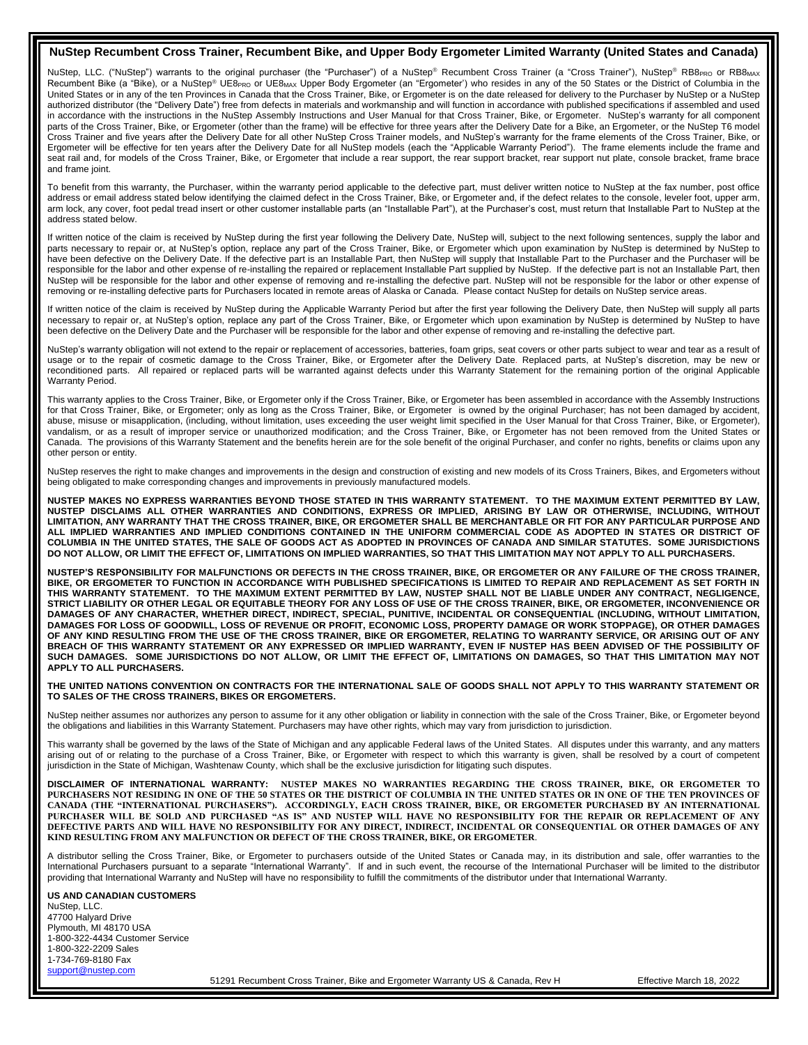## NuStep Recumbent Cross Trainer, Recumbent Bike, and Upper Body Ergometer Limited Warranty (United States and Canada)

NuStep, LLC. ("NuStep") warrants to the original purchaser (the "Purchaser") of a NuStep® Recumbent Cross Trainer (a "Cross Trainer"), NuStep® $RB8_{PRO}$ or $RB8_{MAX}$ Recumbent Bike (a "Bike"), or a NuStep® $UE8_{PRO}$ or $UE8_{MAX}$ Upper Body Ergometer (an "Ergometer') who resides in any of the 50 States or the District of Columbia in the United States or in any of the ten Provinces in Canada that the Cross Trainer, Bike, or Ergometer is on the date released for delivery to the Purchaser by NuStep or a NuStep authorized distributor (the "Delivery Date") free from defects in materials and workmanship and will function in accordance with published specifications if assembled and used in accordance with the instructions in the NuStep Assembly Instructions and User Manual for that Cross Trainer, Bike, or Ergometer. NuStep's warranty for all component parts of the Cross Trainer, Bike, or Ergometer (other than the frame) will be effective for three years after the Delivery Date for a Bike, an Ergometer, or the NuStep T6 model Cross Trainer and five years after the Delivery Date for all other NuStep Cross Trainer models, and NuStep's warranty for the frame elements of the Cross Trainer, Bike, or Ergometer will be effective for ten years after the Delivery Date for all NuStep models (each the "Applicable Warranty Period"). The frame elements include the frame and seat rail and, for models of the Cross Trainer, Bike, or Ergometer that include a rear support, the rear support bracket, rear support nut plate, console bracket, frame brace and frame joint.

To benefit from this warranty, the Purchaser, within the warranty period applicable to the defective part, must deliver written notice to NuStep at the fax number, post office address or email address stated below identifying the claimed defect in the Cross Trainer, Bike, or Ergometer and, if the defect relates to the console, leveler foot, upper arm, arm lock, any cover, foot pedal tread insert or other customer installable parts (an "Installable Part"), at the Purchaser's cost, must return that Installable Part to NuStep at the address stated below.

If written notice of the claim is received by NuStep during the first year following the Delivery Date, NuStep will, subject to the next following sentences, supply the labor and parts necessary to repair or, at NuStep's option, replace any part of the Cross Trainer, Bike, or Ergometer which upon examination by NuStep is determined by NuStep to have been defective on the Delivery Date. If the defective part is an Installable Part, then NuStep will supply that Installable Part to the Purchaser and the Purchaser will be responsible for the labor and other expense of re-installing the repaired or replacement Installable Part supplied by NuStep. If the defective part is not an Installable Part, then NuStep will be responsible for the labor and other expense of removing and re-installing the defective part. NuStep will not be responsible for the labor or other expense of removing or re-installing defective parts for Purchasers located in remote areas of Alaska or Canada. Please contact NuStep for details on NuStep service areas.

If written notice of the claim is received by NuStep during the Applicable Warranty Period but after the first year following the Delivery Date, then NuStep will supply all parts necessary to repair or, at NuStep's option, replace any part of the Cross Trainer, Bike, or Ergometer which upon examination by NuStep is determined by NuStep to have been defective on the Delivery Date and the Purchaser will be responsible for the labor and other expense of removing and re-installing the defective part.

NuStep's warranty obligation will not extend to the repair or replacement of accessories, batteries, foam grips, seat covers or other parts subject to wear and tear as a result of usage or to the repair of cosmetic damage to the Cross Trainer, Bike, or Ergometer after the Delivery Date. Replaced parts, at NuStep's discretion, may be new or reconditioned parts. All repaired or replaced parts will be warranted against defects under this Warranty Statement for the remaining portion of the original Applicable Warranty Period.

This warranty applies to the Cross Trainer, Bike, or Ergometer only if the Cross Trainer, Bike, or Ergometer has been assembled in accordance with the Assembly Instructions for that Cross Trainer, Bike, or Ergometer; only as long as the Cross Trainer, Bike, or Ergometer is owned by the original Purchaser; has not been damaged by accident, abuse, misuse or misapplication, (including, without limitation, uses exceeding the user weight limit specified in the User Manual for that Cross Trainer, Bike, or Ergometer), vandalism, or as a result of improper service or unauthorized modification; and the Cross Trainer, Bike, or Ergometer has not been removed from the United States or Canada. The provisions of this Warranty Statement and the benefits herein are for the sole benefit of the original Purchaser, and confer no rights, benefits or claims upon any other person or entity.

NuStep reserves the right to make changes and improvements in the design and construction of existing and new models of its Cross Trainers, Bikes, and Ergometers without being obligated to make corresponding changes and improvements in previously manufactured models.

**NUSTEP MAKES NO EXPRESS WARRANTIES BEYOND THOSE STATED IN THIS WARRANTY STATEMENT. TO THE MAXIMUM EXTENT PERMITTED BY LAW, NUSTEP DISCLAIMS ALL OTHER WARRANTIES AND CONDITIONS, EXPRESS OR IMPLIED, ARISING BY LAW OR OTHERWISE, INCLUDING, WITHOUT LIMITATION, ANY WARRANTY THAT THE CROSS TRAINER, BIKE, OR ERGOMETER SHALL BE MERCHANTABLE OR FIT FOR ANY PARTICULAR PURPOSE AND ALL IMPLIED WARRANTIES AND IMPLIED CONDITIONS CONTAINED IN THE UNIFORM COMMERCIAL CODE AS ADOPTED IN STATES OR DISTRICT OF COLUMBIA IN THE UNITED STATES, THE SALE OF GOODS ACT AS ADOPTED IN PROVINCES OF CANADA AND SIMILAR STATUTES. SOME JURISDICTIONS DO NOT ALLOW, OR LIMIT THE EFFECT OF, LIMITATIONS ON IMPLIED WARRANTIES, SO THAT THIS LIMITATION MAY NOT APPLY TO ALL PURCHASERS.**

**NUSTEP'S RESPONSIBILITY FOR MALFUNCTIONS OR DEFECTS IN THE CROSS TRAINER, BIKE, OR ERGOMETER OR ANY FAILURE OF THE CROSS TRAINER, BIKE, OR ERGOMETER TO FUNCTION IN ACCORDANCE WITH PUBLISHED SPECIFICATIONS IS LIMITED TO REPAIR AND REPLACEMENT AS SET FORTH IN THIS WARRANTY STATEMENT. TO THE MAXIMUM EXTENT PERMITTED BY LAW, NUSTEP SHALL NOT BE LIABLE UNDER ANY CONTRACT, NEGLIGENCE, STRICT LIABILITY OR OTHER LEGAL OR EQUITABLE THEORY FOR ANY LOSS OF USE OF THE CROSS TRAINER, BIKE, OR ERGOMETER, INCONVENIENCE OR DAMAGES OF ANY CHARACTER, WHETHER DIRECT, INDIRECT, SPECIAL, PUNITIVE, INCIDENTAL OR CONSEQUENTIAL (INCLUDING, WITHOUT LIMITATION, DAMAGES FOR LOSS OF GOODWILL, LOSS OF REVENUE OR PROFIT, ECONOMIC LOSS, PROPERTY DAMAGE OR WORK STOPPAGE), OR OTHER DAMAGES OF ANY KIND RESULTING FROM THE USE OF THE CROSS TRAINER, BIKE OR ERGOMETER, RELATING TO WARRANTY SERVICE, OR ARISING OUT OF ANY BREACH OF THIS WARRANTY STATEMENT OR ANY EXPRESSED OR IMPLIED WARRANTY, EVEN IF NUSTEP HAS BEEN ADVISED OF THE POSSIBILITY OF SUCH DAMAGES. SOME JURISDICTIONS DO NOT ALLOW, OR LIMIT THE EFFECT OF, LIMITATIONS ON DAMAGES, SO THAT THIS LIMITATION MAY NOT APPLY TO ALL PURCHASERS.**

**THE UNITED NATIONS CONVENTION ON CONTRACTS FOR THE INTERNATIONAL SALE OF GOODS SHALL NOT APPLY TO THIS WARRANTY STATEMENT OR TO SALES OF THE CROSS TRAINERS, BIKES OR ERGOMETERS.**

NuStep neither assumes nor authorizes any person to assume for it any other obligation or liability in connection with the sale of the Cross Trainer, Bike, or Ergometer beyond the obligations and liabilities in this Warranty Statement. Purchasers may have other rights, which may vary from jurisdiction to jurisdiction.

This warranty shall be governed by the laws of the State of Michigan and any applicable Federal laws of the United States. All disputes under this warranty, and any matters arising out of or relating to the purchase of a Cross Trainer, Bike, or Ergometer with respect to which this warranty is given, shall be resolved by a court of competent jurisdiction in the State of Michigan, Washtenaw County, which shall be the exclusive jurisdiction for litigating such disputes.

**DISCLAIMER OF INTERNATIONAL WARRANTY: NUSTEP MAKES NO WARRANTIES REGARDING THE CROSS TRAINER, BIKE, OR ERGOMETER TO PURCHASERS NOT RESIDING IN ONE OF THE 50 STATES OR THE DISTRICT OF COLUMBIA IN THE UNITED STATES OR IN ONE OF THE TEN PROVINCES OF CANADA (THE "INTERNATIONAL PURCHASERS"). ACCORDINGLY, EACH CROSS TRAINER, BIKE, OR ERGOMETER PURCHASED BY AN INTERNATIONAL PURCHASER WILL BE SOLD AND PURCHASED "AS IS" AND NUSTEP WILL HAVE NO RESPONSIBILITY FOR THE REPAIR OR REPLACEMENT OF ANY DEFECTIVE PARTS AND WILL HAVE NO RESPONSIBILITY FOR ANY DIRECT, INDIRECT, INCIDENTAL OR CONSEQUENTIAL OR OTHER DAMAGES OF ANY KIND RESULTING FROM ANY MALFUNCTION OR DEFECT OF THE CROSS TRAINER, BIKE, OR ERGOMETER**.

A distributor selling the Cross Trainer, Bike, or Ergometer to purchasers outside of the United States or Canada may, in its distribution and sale, offer warranties to the International Purchasers pursuant to a separate "International Warranty". If and in such event, the recourse of the International Purchaser will be limited to the distributor providing that International Warranty and NuStep will have no responsibility to fulfill the commitments of the distributor under that International Warranty.

**US AND CANADIAN CUSTOMERS**
NuStep, LLC.
47700 Halyard Drive
Plymouth, MI 48170 USA
1-800-322-4434 Customer Service
1-800-322-2209 Sales
1-734-769-8180 Fax
support@nustep.com

51291 Recumbent Cross Trainer, Bike and Ergometer Warranty US & Canada, Rev H — Effective March 18, 2022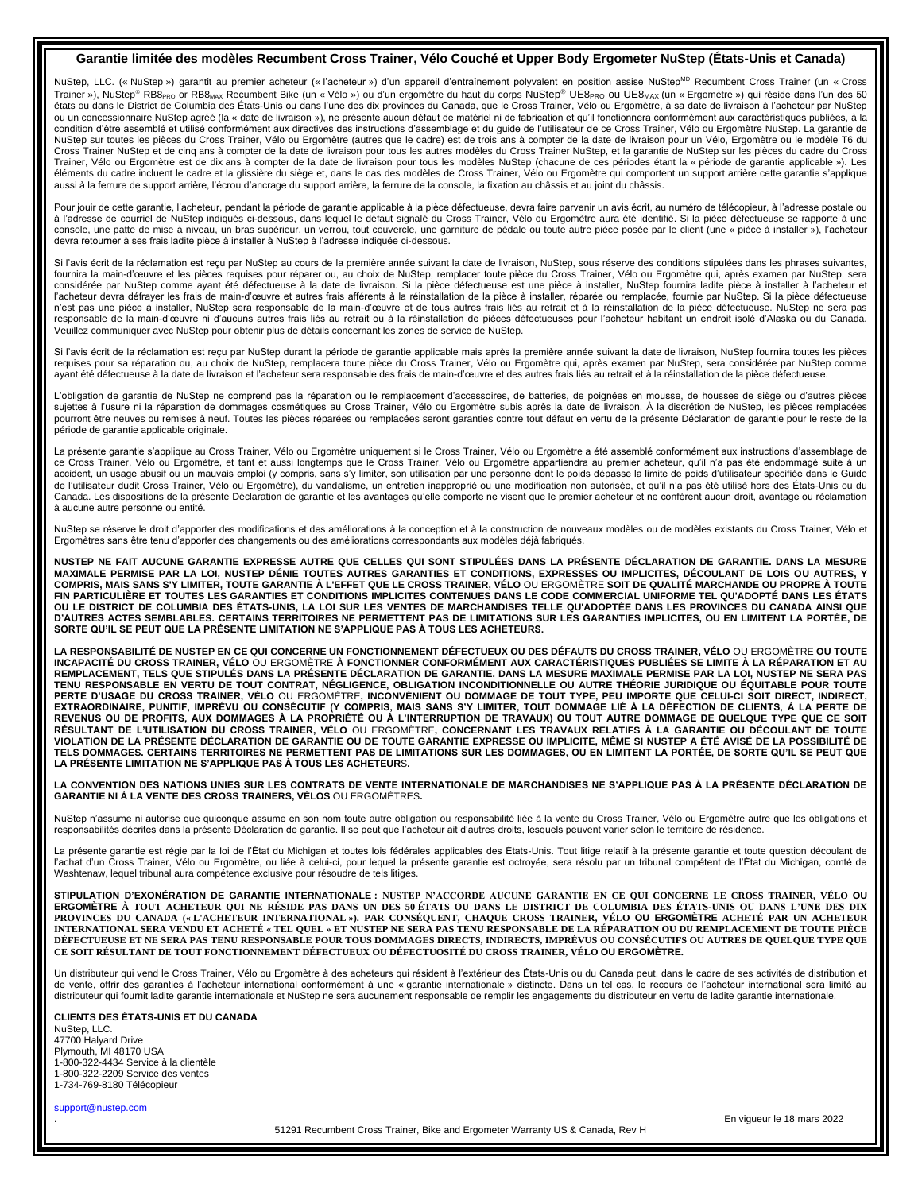## Garantie limitée des modèles Recumbent Cross Trainer, Vélo Couché et Upper Body Ergometer NuStep (États-Unis et Canada)

NuStep, LLC. (« NuStep ») garantit au premier acheteur (« l'acheteur ») d'un appareil d'entraînement polyvalent en position assise NuStep[MD] Recumbent Cross Trainer (un « Cross Trainer »), NuStep® $RB8_{PRO}$ or $RB8_{MAX}$ Recumbent Bike (un « Vélo ») ou d'un ergomètre du haut du corps NuStep® $UE8_{PRO}$ ou $UE8_{MAX}$ (un « Ergomètre ») qui réside dans l'un des 50 états ou dans le District de Columbia des États-Unis ou dans l'une des dix provinces du Canada, que le Cross Trainer, Vélo ou Ergomètre, à sa date de livraison à l'acheteur par NuStep ou un concessionnaire NuStep agréé (la « date de livraison »), ne présente aucun défaut de matériel ni de fabrication et qu'il fonctionnera conformément aux caractéristiques publiées, à la condition d'être assemblé et utilisé conformément aux directives des instructions d'assemblage et du guide de l'utilisateur de ce Cross Trainer, Vélo ou Ergomètre NuStep. La garantie de NuStep sur toutes les pièces du Cross Trainer, Vélo ou Ergomètre (autres que le cadre) est de trois ans à compter de la date de livraison pour un Vélo, Ergomètre ou le modèle T6 du Cross Trainer NuStep et de cinq ans à compter de la date de livraison pour tous les autres modèles du Cross Trainer NuStep, et la garantie de NuStep sur les pièces du cadre du Cross Trainer, Vélo ou Ergomètre est de dix ans à compter de la date de livraison pour tous les modèles NuStep (chacune de ces périodes étant la « période de garantie applicable »). Les éléments du cadre incluent le cadre et la glissière du siège et, dans le cas des modèles de Cross Trainer, Vélo ou Ergomètre qui comportent un support arrière cette garantie s'applique aussi à la ferrure de support arrière, l'écrou d'ancrage du support arrière, la ferrure de la console, la fixation au châssis et au joint du châssis.

Pour jouir de cette garantie, l'acheteur, pendant la période de garantie applicable à la pièce défectueuse, devra faire parvenir un avis écrit, au numéro de télécopieur, à l'adresse postale ou à l'adresse de courriel de NuStep indiqués ci-dessous, dans lequel le défaut signalé du Cross Trainer, Vélo ou Ergomètre aura été identifié. Si la pièce défectueuse se rapporte à une console, une patte de mise à niveau, un bras supérieur, un verrou, tout couvercle, une garniture de pédale ou toute autre pièce posée par le client (une « pièce à installer »), l'acheteur devra retourner à ses frais ladite pièce à installer à NuStep à l'adresse indiquée ci-dessous.

Si l'avis écrit de la réclamation est reçu par NuStep au cours de la première année suivant la date de livraison, NuStep, sous réserve des conditions stipulées dans les phrases suivantes, fournira la main-d'œuvre et les pièces requises pour réparer ou, au choix de NuStep, remplacer toute pièce du Cross Trainer, Vélo ou Ergomètre qui, après examen par NuStep, sera considérée par NuStep comme ayant été défectueuse à la date de livraison. Si la pièce défectueuse est une pièce à installer, NuStep fournira ladite pièce à installer à l'acheteur et l'acheteur devra défrayer les frais de main-d'œuvre et autres frais afférents à la réinstallation de la pièce à installer, réparée ou remplacée, fournie par NuStep. Si la pièce défectueuse n'est pas une pièce à installer, NuStep sera responsable de la main-d'œuvre et de tous autres frais liés au retrait et à la réinstallation de la pièce défectueuse. NuStep ne sera pas responsable de la main-d'œuvre ni d'aucuns autres frais liés au retrait ou à la réinstallation de pièces défectueuses pour l'acheteur habitant un endroit isolé d'Alaska ou du Canada. Veuillez communiquer avec NuStep pour obtenir plus de détails concernant les zones de service de NuStep.

Si l'avis écrit de la réclamation est reçu par NuStep durant la période de garantie applicable mais après la première année suivant la date de livraison, NuStep fournira toutes les pièces requises pour sa réparation ou, au choix de NuStep, remplacera toute pièce du Cross Trainer, Vélo ou Ergomètre qui, après examen par NuStep, sera considérée par NuStep comme ayant été défectueuse à la date de livraison et l'acheteur sera responsable des frais de main-d'œuvre et des autres frais liés au retrait et à la réinstallation de la pièce défectueuse.

L'obligation de garantie de NuStep ne comprend pas la réparation ou le remplacement d'accessoires, de batteries, de poignées en mousse, de housses de siège ou d'autres pièces sujettes à l'usure ni la réparation de dommages cosmétiques au Cross Trainer, Vélo ou Ergomètre subis après la date de livraison. À la discrétion de NuStep, les pièces remplacées pourront être neuves ou remises à neuf. Toutes les pièces réparées ou remplacées seront garanties contre tout défaut en vertu de la présente Déclaration de garantie pour le reste de la période de garantie applicable originale.

La présente garantie s'applique au Cross Trainer, Vélo ou Ergomètre uniquement si le Cross Trainer, Vélo ou Ergomètre a été assemblé conformément aux instructions d'assemblage de ce Cross Trainer, Vélo ou Ergomètre, et tant et aussi longtemps que le Cross Trainer, Vélo ou Ergomètre appartiendra au premier acheteur, qu'il n'a pas été endommagé suite à un accident, un usage abusif ou un mauvais emploi (y compris, sans s'y limiter, son utilisation par une personne dont le poids dépasse la limite de poids d'utilisateur spécifiée dans le Guide de l'utilisateur dudit Cross Trainer, Vélo ou Ergomètre), du vandalisme, un entretien inapproprié ou une modification non autorisée, et qu'il n'a pas été utilisé hors des États-Unis ou du Canada. Les dispositions de la présente Déclaration de garantie et les avantages qu'elle comporte ne visent que le premier acheteur et ne confèrent aucun droit, avantage ou réclamation à aucune autre personne ou entité.

NuStep se réserve le droit d'apporter des modifications et des améliorations à la conception et à la construction de nouveaux modèles ou de modèles existants du Cross Trainer, Vélo et Ergomètres sans être tenu d'apporter des changements ou des améliorations correspondants aux modèles déjà fabriqués.

**NUSTEP NE FAIT AUCUNE GARANTIE EXPRESSE AUTRE QUE CELLES QUI SONT STIPULÉES DANS LA PRÉSENTE DÉCLARATION DE GARANTIE. DANS LA MESURE MAXIMALE PERMISE PAR LA LOI, NUSTEP DÉNIE TOUTES AUTRES GARANTIES ET CONDITIONS, EXPRESSES OU IMPLICITES, DÉCOULANT DE LOIS OU AUTRES, Y COMPRIS, MAIS SANS S'Y LIMITER, TOUTE GARANTIE À L'EFFET QUE LE CROSS TRAINER, VÉLO** OU ERGOMÈTRE **SOIT DE QUALITÉ MARCHANDE OU PROPRE À TOUTE FIN PARTICULIÈRE ET TOUTES LES GARANTIES ET CONDITIONS IMPLICITES CONTENUES DANS LE CODE COMMERCIAL UNIFORME TEL QU'ADOPTÉ DANS LES ÉTATS OU LE DISTRICT DE COLUMBIA DES ÉTATS-UNIS, LA LOI SUR LES VENTES DE MARCHANDISES TELLE QU'ADOPTÉE DANS LES PROVINCES DU CANADA AINSI QUE D'AUTRES ACTES SEMBLABLES. CERTAINS TERRITOIRES NE PERMETTENT PAS DE LIMITATIONS SUR LES GARANTIES IMPLICITES, OU EN LIMITENT LA PORTÉE, DE SORTE QU'IL SE PEUT QUE LA PRÉSENTE LIMITATION NE S'APPLIQUE PAS À TOUS LES ACHETEURS.**

**LA RESPONSABILITÉ DE NUSTEP EN CE QUI CONCERNE UN FONCTIONNEMENT DÉFECTUEUX OU DES DÉFAUTS DU CROSS TRAINER, VÉLO** OU ERGOMÈTRE **OU TOUTE INCAPACITÉ DU CROSS TRAINER, VÉLO** OU ERGOMÈTRE **À FONCTIONNER CONFORMÉMENT AUX CARACTÉRISTIQUES PUBLIÉES SE LIMITE À LA RÉPARATION ET AU REMPLACEMENT, TELS QUE STIPULÉS DANS LA PRÉSENTE DÉCLARATION DE GARANTIE. DANS LA MESURE MAXIMALE PERMISE PAR LA LOI, NUSTEP NE SERA PAS TENU RESPONSABLE EN VERTU DE TOUT CONTRAT, NÉGLIGENCE, OBLIGATION INCONDITIONNELLE OU AUTRE THÉORIE JURIDIQUE OU ÉQUITABLE POUR TOUTE PERTE D'USAGE DU CROSS TRAINER, VÉLO** OU ERGOMÈTRE**, INCONVÉNIENT OU DOMMAGE DE TOUT TYPE, PEU IMPORTE QUE CELUI-CI SOIT DIRECT, INDIRECT, EXTRAORDINAIRE, PUNITIF, IMPRÉVU OU CONSÉCUTIF (Y COMPRIS, MAIS SANS S'Y LIMITER, TOUT DOMMAGE LIÉ À LA DÉFECTION DE CLIENTS, À LA PERTE DE REVENUS OU DE PROFITS, AUX DOMMAGES À LA PROPRIÉTÉ OU À L'INTERRUPTION DE TRAVAUX) OU TOUT AUTRE DOMMAGE DE QUELQUE TYPE QUE CE SOIT RÉSULTANT DE L'UTILISATION DU CROSS TRAINER, VÉLO** OU ERGOMÈTRE**, CONCERNANT LES TRAVAUX RELATIFS À LA GARANTIE OU DÉCOULANT DE TOUTE VIOLATION DE LA PRÉSENTE DÉCLARATION DE GARANTIE OU DE TOUTE GARANTIE EXPRESSE OU IMPLICITE, MÊME SI NUSTEP A ÉTÉ AVISÉ DE LA POSSIBILITÉ DE TELS DOMMAGES. CERTAINS TERRITOIRES NE PERMETTENT PAS DE LIMITATIONS SUR LES DOMMAGES, OU EN LIMITENT LA PORTÉE, DE SORTE QU'IL SE PEUT QUE LA PRÉSENTE LIMITATION NE S'APPLIQUE PAS À TOUS LES ACHETEURS.**

**LA CONVENTION DES NATIONS UNIES SUR LES CONTRATS DE VENTE INTERNATIONALE DE MARCHANDISES NE S'APPLIQUE PAS À LA PRÉSENTE DÉCLARATION DE GARANTIE NI À LA VENTE DES CROSS TRAINERS, VÉLOS** OU ERGOMÈTRES**.**

NuStep n'assume ni autorise que quiconque assume en son nom toute autre obligation ou responsabilité liée à la vente du Cross Trainer, Vélo ou Ergomètre autre que les obligations et responsabilités décrites dans la présente Déclaration de garantie. Il se peut que l'acheteur ait d'autres droits, lesquels peuvent varier selon le territoire de résidence.

La présente garantie est régie par la loi de l'État du Michigan et toutes lois fédérales applicables des États-Unis. Tout litige relatif à la présente garantie et toute question découlant de l'achat d'un Cross Trainer, Vélo ou Ergomètre, ou liée à celui-ci, pour lequel la présente garantie est octroyée, sera résolu par un tribunal compétent de l'État du Michigan, comté de Washtenaw, lequel tribunal aura compétence exclusive pour résoudre de tels litiges.

**STIPULATION D'EXONÉRATION DE GARANTIE INTERNATIONALE : NUSTEP N'ACCORDE AUCUNE GARANTIE EN CE QUI CONCERNE LE CROSS TRAINER, VÉLO OU ERGOMÈTRE À TOUT ACHETEUR QUI NE RÉSIDE PAS DANS UN DES 50 ÉTATS OU DANS LE DISTRICT DE COLUMBIA DES ÉTATS-UNIS OU DANS L'UNE DES DIX PROVINCES DU CANADA (« L'ACHETEUR INTERNATIONAL »). PAR CONSÉQUENT, CHAQUE CROSS TRAINER, VÉLO OU ERGOMÈTRE ACHETÉ PAR UN ACHETEUR INTERNATIONAL SERA VENDU ET ACHETÉ « TEL QUEL » ET NUSTEP NE SERA PAS TENU RESPONSABLE DE LA RÉPARATION OU DU REMPLACEMENT DE TOUTE PIÈCE DÉFECTUEUSE ET NE SERA PAS TENU RESPONSABLE POUR TOUS DOMMAGES DIRECTS, INDIRECTS, IMPRÉVUS OU CONSÉCUTIFS OU AUTRES DE QUELQUE TYPE QUE CE SOIT RÉSULTANT DE TOUT FONCTIONNEMENT DÉFECTUEUX OU DÉFECTUOSITÉ DU CROSS TRAINER, VÉLO OU ERGOMÈTRE.**

Un distributeur qui vend le Cross Trainer, Vélo ou Ergomètre à des acheteurs qui résident à l'extérieur des États-Unis ou du Canada peut, dans le cadre de ses activités de distribution et de vente, offrir des garanties à l'acheteur international conformément à une « garantie internationale » distincte. Dans un tel cas, le recours de l'acheteur international sera limité au distributeur qui fournit ladite garantie internationale et NuStep ne sera aucunement responsable de remplir les engagements du distributeur en vertu de ladite garantie internationale.

**CLIENTS DES ÉTATS-UNIS ET DU CANADA**

NuStep, LLC.
47700 Halyard Drive
Plymouth, MI 48170 USA
1-800-322-4434 Service à la clientèle
1-800-322-2209 Service des ventes
1-734-769-8180 Télécopieur

support@nustep.com

En vigueur le 18 mars 2022

51291 Recumbent Cross Trainer, Bike and Ergometer Warranty US & Canada, Rev H